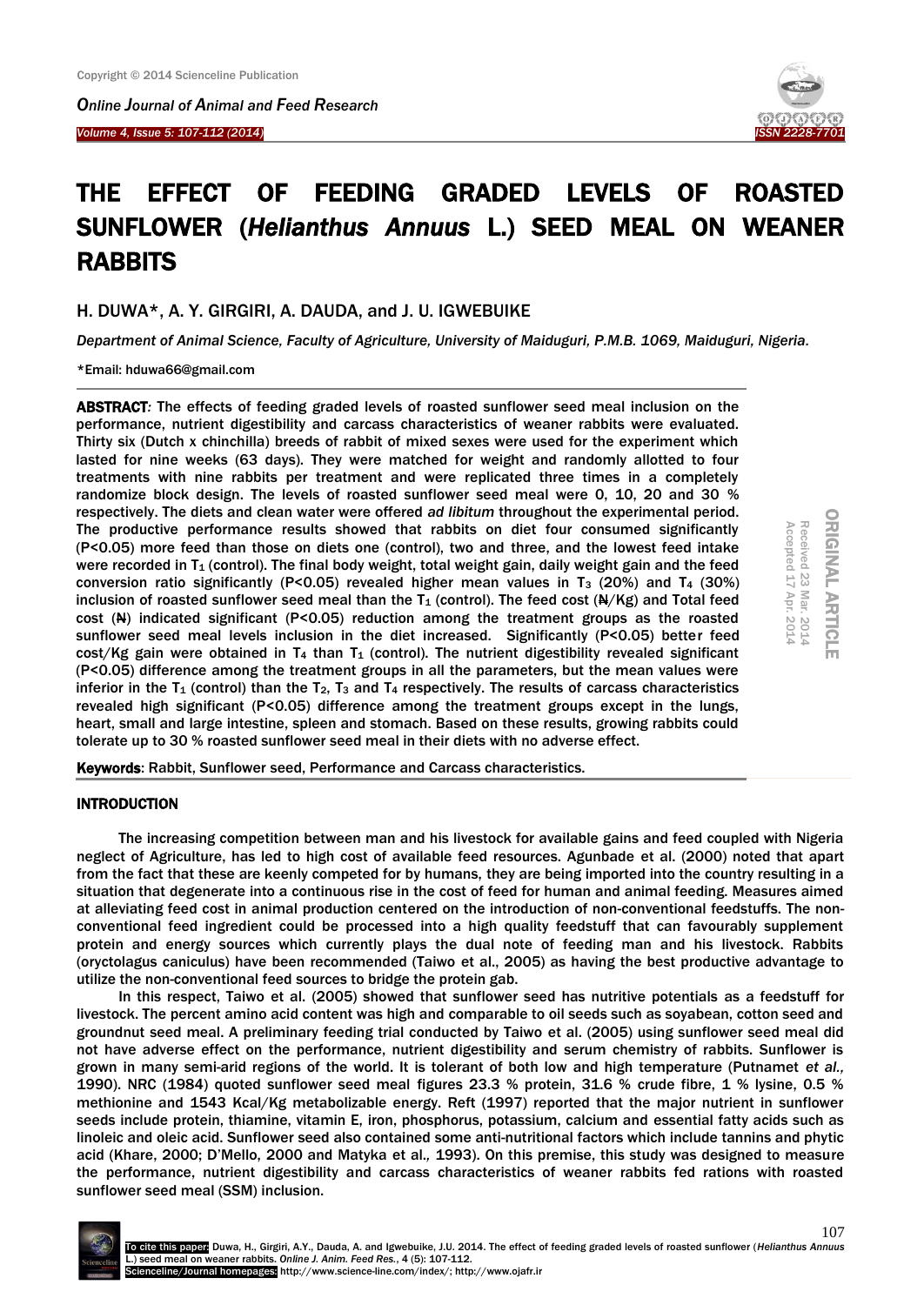# THE EFFECT OF FEEDING GRADED LEVELS OF ROASTED SUNFLOWER (*Helianthus Annuus* L.) SEED MEAL ON WEANER RABBITS

H. DUWA*, A. Y. GIRGIRI, A. DAUDA, and J. U. IGWEBUIKE

*Department of Animal Science, Faculty of Agriculture, University of Maiduguri, P.M.B. 1069, Maiduguri, Nigeria.*

*Email: hduwa66@gmail.com

ORIGINAL ARTICLE

Received 23 Mar. 2014
Accepted 17 Apr. 2014

**ABSTRACT**: The effects of feeding graded levels of roasted sunflower seed meal inclusion on the performance, nutrient digestibility and carcass characteristics of weaner rabbits were evaluated. Thirty six (Dutch x chinchilla) breeds of rabbit of mixed sexes were used for the experiment which lasted for nine weeks (63 days). They were matched for weight and randomly allotted to four treatments with nine rabbits per treatment and were replicated three times in a completely randomize block design. The levels of roasted sunflower seed meal were 0, 10, 20 and 30 % respectively. The diets and clean water were offered *ad libitum* throughout the experimental period. The productive performance results showed that rabbits on diet four consumed significantly (P<0.05) more feed than those on diets one (control), two and three, and the lowest feed intake were recorded in $T_1$ (control). The final body weight, total weight gain, daily weight gain and the feed conversion ratio significantly (P<0.05) revealed higher mean values in $T_3$ (20%) and $T_4$ (30%) inclusion of roasted sunflower seed meal than the $T_1$ (control). The feed cost (₦/Kg) and Total feed cost (₦) indicated significant (P<0.05) reduction among the treatment groups as the roasted sunflower seed meal levels inclusion in the diet increased. Significantly (P<0.05) better feed cost/Kg gain were obtained in $T_4$ than $T_1$ (control). The nutrient digestibility revealed significant (P<0.05) difference among the treatment groups in all the parameters, but the mean values were inferior in the $T_1$ (control) than the $T_2$, $T_3$ and $T_4$ respectively. The results of carcass characteristics revealed high significant (P<0.05) difference among the treatment groups except in the lungs, heart, small and large intestine, spleen and stomach. Based on these results, growing rabbits could tolerate up to 30 % roasted sunflower seed meal in their diets with no adverse effect.

**Keywords**: Rabbit, Sunflower seed, Performance and Carcass characteristics.

## INTRODUCTION

The increasing competition between man and his livestock for available gains and feed coupled with Nigeria neglect of Agriculture, has led to high cost of available feed resources. Agunbade et al. (2000) noted that apart from the fact that these are keenly competed for by humans, they are being imported into the country resulting in a situation that degenerate into a continuous rise in the cost of feed for human and animal feeding. Measures aimed at alleviating feed cost in animal production centered on the introduction of non-conventional feedstuffs. The non-conventional feed ingredient could be processed into a high quality feedstuff that can favourably supplement protein and energy sources which currently plays the dual note of feeding man and his livestock. Rabbits (oryctolagus caniculus) have been recommended (Taiwo et al., 2005) as having the best productive advantage to utilize the non-conventional feed sources to bridge the protein gab.

In this respect, Taiwo et al. (2005) showed that sunflower seed has nutritive potentials as a feedstuff for livestock. The percent amino acid content was high and comparable to oil seeds such as soyabean, cotton seed and groundnut seed meal. A preliminary feeding trial conducted by Taiwo et al. (2005) using sunflower seed meal did not have adverse effect on the performance, nutrient digestibility and serum chemistry of rabbits. Sunflower is grown in many semi-arid regions of the world. It is tolerant of both low and high temperature (Putnamet *et al.,* 1990). NRC (1984) quoted sunflower seed meal figures 23.3 % protein, 31.6 % crude fibre, 1 % lysine, 0.5 % methionine and 1543 Kcal/Kg metabolizable energy. Reft (1997) reported that the major nutrient in sunflower seeds include protein, thiamine, vitamin E, iron, phosphorus, potassium, calcium and essential fatty acids such as linoleic and oleic acid. Sunflower seed also contained some anti-nutritional factors which include tannins and phytic acid (Khare, 2000; D'Mello, 2000 and Matyka et al., 1993). On this premise, this study was designed to measure the performance, nutrient digestibility and carcass characteristics of weaner rabbits fed rations with roasted sunflower seed meal (SSM) inclusion.

To cite this paper: Duwa, H., Girgiri, A.Y., Dauda, A. and Igwebuike, J.U. 2014. The effect of feeding graded levels of roasted sunflower (*Helianthus Annuus* L.) seed meal on weaner rabbits. *Online J. Anim. Feed Res.*, 4 (5): 107-112.
Scienceline/Journal homepages: http://www.science-line.com/index/; http://www.ojafr.ir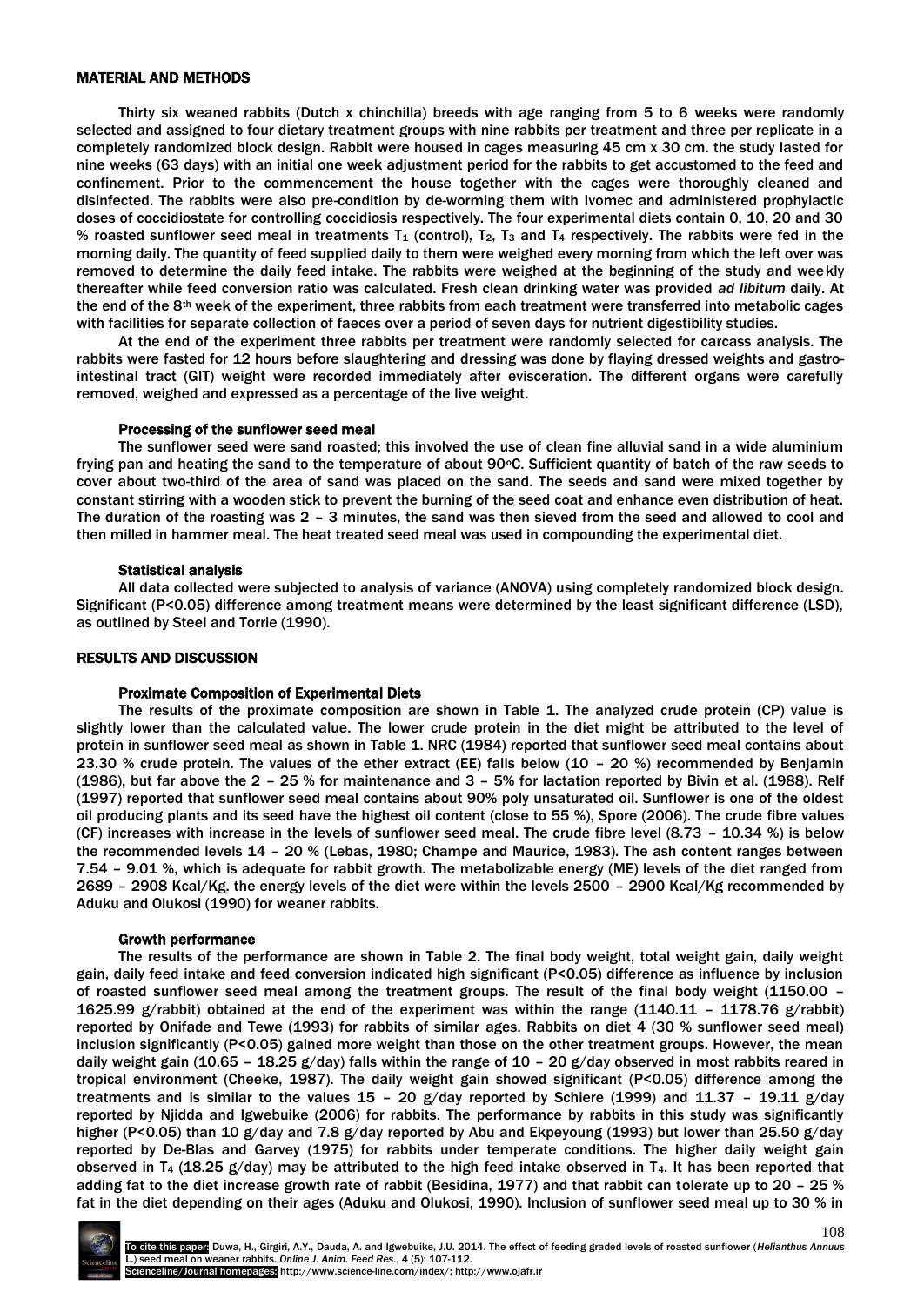## MATERIAL AND METHODS

Thirty six weaned rabbits (Dutch x chinchilla) breeds with age ranging from 5 to 6 weeks were randomly selected and assigned to four dietary treatment groups with nine rabbits per treatment and three per replicate in a completely randomized block design. Rabbit were housed in cages measuring 45 cm x 30 cm. the study lasted for nine weeks (63 days) with an initial one week adjustment period for the rabbits to get accustomed to the feed and confinement. Prior to the commencement the house together with the cages were thoroughly cleaned and disinfected. The rabbits were also pre-condition by de-worming them with Ivomec and administered prophylactic doses of coccidiostate for controlling coccidiosis respectively. The four experimental diets contain 0, 10, 20 and 30 % roasted sunflower seed meal in treatments $T_1$ (control), $T_2$, $T_3$ and $T_4$ respectively. The rabbits were fed in the morning daily. The quantity of feed supplied daily to them were weighed every morning from which the left over was removed to determine the daily feed intake. The rabbits were weighed at the beginning of the study and weekly thereafter while feed conversion ratio was calculated. Fresh clean drinking water was provided *ad libitum* daily. At the end of the 8th week of the experiment, three rabbits from each treatment were transferred into metabolic cages with facilities for separate collection of faeces over a period of seven days for nutrient digestibility studies.

At the end of the experiment three rabbits per treatment were randomly selected for carcass analysis. The rabbits were fasted for 12 hours before slaughtering and dressing was done by flaying dressed weights and gastro-intestinal tract (GIT) weight were recorded immediately after evisceration. The different organs were carefully removed, weighed and expressed as a percentage of the live weight.

### Processing of the sunflower seed meal

The sunflower seed were sand roasted; this involved the use of clean fine alluvial sand in a wide aluminium frying pan and heating the sand to the temperature of about 90°C. Sufficient quantity of batch of the raw seeds to cover about two-third of the area of sand was placed on the sand. The seeds and sand were mixed together by constant stirring with a wooden stick to prevent the burning of the seed coat and enhance even distribution of heat. The duration of the roasting was 2 – 3 minutes, the sand was then sieved from the seed and allowed to cool and then milled in hammer meal. The heat treated seed meal was used in compounding the experimental diet.

### Statistical analysis

All data collected were subjected to analysis of variance (ANOVA) using completely randomized block design. Significant ($P<0.05$) difference among treatment means were determined by the least significant difference (LSD), as outlined by Steel and Torrie (1990).

## RESULTS AND DISCUSSION

### Proximate Composition of Experimental Diets

The results of the proximate composition are shown in Table 1. The analyzed crude protein (CP) value is slightly lower than the calculated value. The lower crude protein in the diet might be attributed to the level of protein in sunflower seed meal as shown in Table 1. NRC (1984) reported that sunflower seed meal contains about 23.30 % crude protein. The values of the ether extract (EE) falls below (10 – 20 %) recommended by Benjamin (1986), but far above the 2 – 25 % for maintenance and 3 – 5% for lactation reported by Bivin et al. (1988). Relf (1997) reported that sunflower seed meal contains about 90% poly unsaturated oil. Sunflower is one of the oldest oil producing plants and its seed have the highest oil content (close to 55 %), Spore (2006). The crude fibre values (CF) increases with increase in the levels of sunflower seed meal. The crude fibre level (8.73 – 10.34 %) is below the recommended levels 14 – 20 % (Lebas, 1980; Champe and Maurice, 1983). The ash content ranges between 7.54 – 9.01 %, which is adequate for rabbit growth. The metabolizable energy (ME) levels of the diet ranged from 2689 – 2908 Kcal/Kg. the energy levels of the diet were within the levels 2500 – 2900 Kcal/Kg recommended by Aduku and Olukosi (1990) for weaner rabbits.

### Growth performance

The results of the performance are shown in Table 2. The final body weight, total weight gain, daily weight gain, daily feed intake and feed conversion indicated high significant ($P<0.05$) difference as influence by inclusion of roasted sunflower seed meal among the treatment groups. The result of the final body weight (1150.00 – 1625.99 g/rabbit) obtained at the end of the experiment was within the range (1140.11 – 1178.76 g/rabbit) reported by Onifade and Tewe (1993) for rabbits of similar ages. Rabbits on diet 4 (30 % sunflower seed meal) inclusion significantly ($P<0.05$) gained more weight than those on the other treatment groups. However, the mean daily weight gain (10.65 – 18.25 g/day) falls within the range of 10 – 20 g/day observed in most rabbits reared in tropical environment (Cheeke, 1987). The daily weight gain showed significant ($P<0.05$) difference among the treatments and is similar to the values 15 – 20 g/day reported by Schiere (1999) and 11.37 – 19.11 g/day reported by Njidda and Igwebuike (2006) for rabbits. The performance by rabbits in this study was significantly higher ($P<0.05$) than 10 g/day and 7.8 g/day reported by Abu and Ekpeyoung (1993) but lower than 25.50 g/day reported by De-Blas and Garvey (1975) for rabbits under temperate conditions. The higher daily weight gain observed in $T_4$ (18.25 g/day) may be attributed to the high feed intake observed in $T_4$. It has been reported that adding fat to the diet increase growth rate of rabbit (Besidina, 1977) and that rabbit can tolerate up to 20 – 25 % fat in the diet depending on their ages (Aduku and Olukosi, 1990). Inclusion of sunflower seed meal up to 30 % in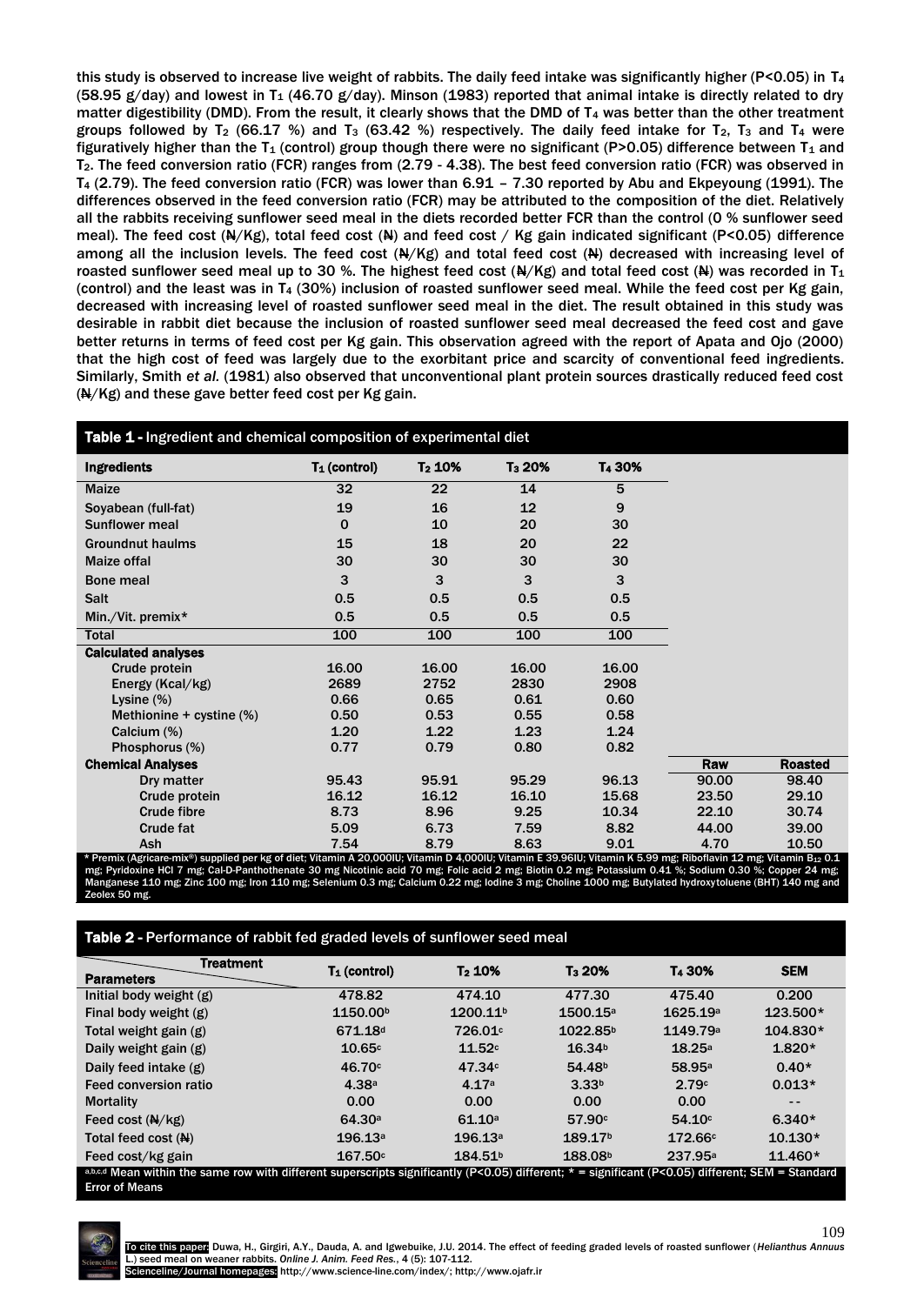this study is observed to increase live weight of rabbits. The daily feed intake was significantly higher (P<0.05) in $T_4$ (58.95 g/day) and lowest in $T_1$ (46.70 g/day). Minson (1983) reported that animal intake is directly related to dry matter digestibility (DMD). From the result, it clearly shows that the DMD of $T_4$ was better than the other treatment groups followed by $T_2$ (66.17 %) and $T_3$ (63.42 %) respectively. The daily feed intake for $T_2$, $T_3$ and $T_4$ were figuratively higher than the $T_1$ (control) group though there were no significant (P>0.05) difference between $T_1$ and $T_2$. The feed conversion ratio (FCR) ranges from (2.79 - 4.38). The best feed conversion ratio (FCR) was observed in $T_4$ (2.79). The feed conversion ratio (FCR) was lower than 6.91 – 7.30 reported by Abu and Ekpeyoung (1991). The differences observed in the feed conversion ratio (FCR) may be attributed to the composition of the diet. Relatively all the rabbits receiving sunflower seed meal in the diets recorded better FCR than the control (0 % sunflower seed meal). The feed cost (₦/Kg), total feed cost (₦) and feed cost / Kg gain indicated significant (P<0.05) difference among all the inclusion levels. The feed cost (₦/Kg) and total feed cost (₦) decreased with increasing level of roasted sunflower seed meal up to 30 %. The highest feed cost (₦/Kg) and total feed cost (₦) was recorded in $T_1$ (control) and the least was in $T_4$ (30%) inclusion of roasted sunflower seed meal. While the feed cost per Kg gain, decreased with increasing level of roasted sunflower seed meal in the diet. The result obtained in this study was desirable in rabbit diet because the inclusion of roasted sunflower seed meal decreased the feed cost and gave better returns in terms of feed cost per Kg gain. This observation agreed with the report of Apata and Ojo (2000) that the high cost of feed was largely due to the exorbitant price and scarcity of conventional feed ingredients. Similarly, Smith *et al.* (1981) also observed that unconventional plant protein sources drastically reduced feed cost (₦/Kg) and these gave better feed cost per Kg gain.

**Table 1 -** Ingredient and chemical composition of experimental diet

| Ingredients | $T_1$ (control) | $T_2$ 10% | $T_3$ 20% | $T_4$ 30% | | |
|---|---|---|---|---|---|---|
| Maize | 32 | 22 | 14 | 5 | | |
| Soyabean (full-fat) | 19 | 16 | 12 | 9 | | |
| Sunflower meal | 0 | 10 | 20 | 30 | | |
| Groundnut haulms | 15 | 18 | 20 | 22 | | |
| Maize offal | 30 | 30 | 30 | 30 | | |
| Bone meal | 3 | 3 | 3 | 3 | | |
| Salt | 0.5 | 0.5 | 0.5 | 0.5 | | |
| Min./Vit. premix* | 0.5 | 0.5 | 0.5 | 0.5 | | |
| Total | 100 | 100 | 100 | 100 | | |
| **Calculated analyses** | | | | | | |
| Crude protein | 16.00 | 16.00 | 16.00 | 16.00 | | |
| Energy (Kcal/kg) | 2689 | 2752 | 2830 | 2908 | | |
| Lysine (%) | 0.66 | 0.65 | 0.61 | 0.60 | | |
| Methionine + cystine (%) | 0.50 | 0.53 | 0.55 | 0.58 | | |
| Calcium (%) | 1.20 | 1.22 | 1.23 | 1.24 | | |
| Phosphorus (%) | 0.77 | 0.79 | 0.80 | 0.82 | | |
| **Chemical Analyses** | | | | | **Raw** | **Roasted** |
| Dry matter | 95.43 | 95.91 | 95.29 | 96.13 | 90.00 | 98.40 |
| Crude protein | 16.12 | 16.12 | 16.10 | 15.68 | 23.50 | 29.10 |
| Crude fibre | 8.73 | 8.96 | 9.25 | 10.34 | 22.10 | 30.74 |
| Crude fat | 5.09 | 6.73 | 7.59 | 8.82 | 44.00 | 39.00 |
| Ash | 7.54 | 8.79 | 8.63 | 9.01 | 4.70 | 10.50 |

* Premix (Agricare-mix®) supplied per kg of diet; Vitamin A 20,000IU; Vitamin D 4,000IU; Vitamin E 39.96IU; Vitamin K 5.99 mg; Riboflavin 12 mg; Vitamin $B_{12}$ 0.1 mg; Pyridoxine HCl 7 mg; Cal-D-Panthothenate 30 mg Nicotinic acid 70 mg; Folic acid 2 mg; Biotin 0.2 mg; Potassium 0.41 %; Sodium 0.30 %; Copper 24 mg; Manganese 110 mg; Zinc 100 mg; Iron 110 mg; Selenium 0.3 mg; Calcium 0.22 mg; Iodine 3 mg; Choline 1000 mg; Butylated hydroxytoluene (BHT) 140 mg and Zeolex 50 mg.

**Table 2 -** Performance of rabbit fed graded levels of sunflower seed meal

| Parameters \ Treatment | $T_1$ (control) | $T_2$ 10% | $T_3$ 20% | $T_4$ 30% | SEM |
|---|---|---|---|---|---|
| Initial body weight (g) | 478.82 | 474.10 | 477.30 | 475.40 | 0.200 |
| Final body weight (g) | 1150.00[b] | 1200.11[b] | 1500.15[a] | 1625.19[a] | 123.500* |
| Total weight gain (g) | 671.18[d] | 726.01[c] | 1022.85[b] | 1149.79[a] | 104.830* |
| Daily weight gain (g) | 10.65[c] | 11.52[c] | 16.34[b] | 18.25[a] | 1.820* |
| Daily feed intake (g) | 46.70[c] | 47.34[c] | 54.48[b] | 58.95[a] | 0.40* |
| Feed conversion ratio | 4.38[a] | 4.17[a] | 3.33[b] | 2.79[c] | 0.013* |
| Mortality | 0.00 | 0.00 | 0.00 | 0.00 | -- |
| Feed cost (₦/kg) | 64.30[a] | 61.10[a] | 57.90[c] | 54.10[c] | 6.340* |
| Total feed cost (₦) | 196.13[a] | 196.13[a] | 189.17[b] | 172.66[c] | 10.130* |
| Feed cost/kg gain | 167.50[c] | 184.51[b] | 188.08[b] | 237.95[a] | 11.460* |

[a,b,c,d] Mean within the same row with different superscripts significantly (P<0.05) different; * = significant (P<0.05) different; SEM = Standard Error of Means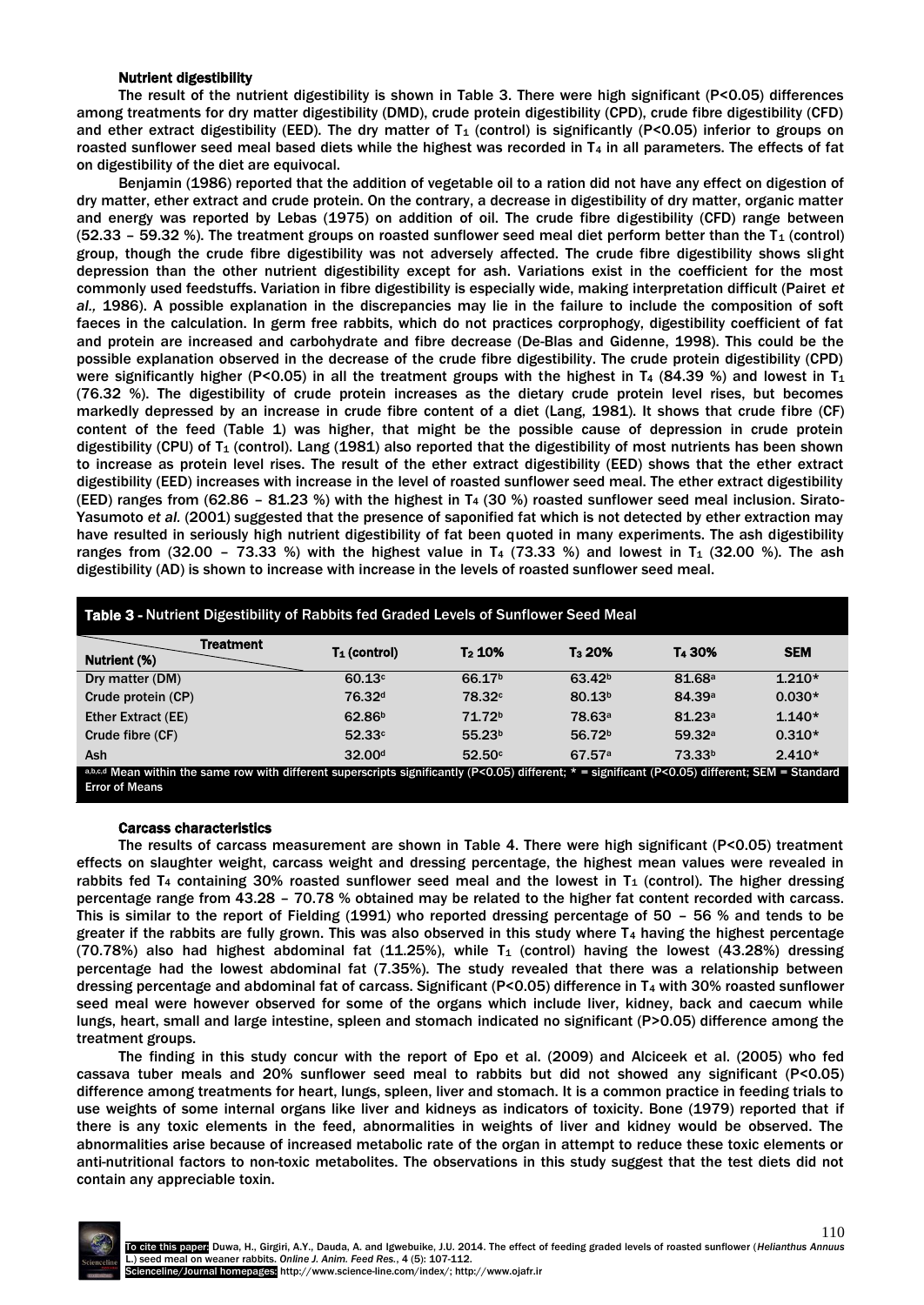### Nutrient digestibility

The result of the nutrient digestibility is shown in Table 3. There were high significant (P<0.05) differences among treatments for dry matter digestibility (DMD), crude protein digestibility (CPD), crude fibre digestibility (CFD) and ether extract digestibility (EED). The dry matter of $T_1$ (control) is significantly (P<0.05) inferior to groups on roasted sunflower seed meal based diets while the highest was recorded in $T_4$ in all parameters. The effects of fat on digestibility of the diet are equivocal.

Benjamin (1986) reported that the addition of vegetable oil to a ration did not have any effect on digestion of dry matter, ether extract and crude protein. On the contrary, a decrease in digestibility of dry matter, organic matter and energy was reported by Lebas (1975) on addition of oil. The crude fibre digestibility (CFD) range between (52.33 – 59.32 %). The treatment groups on roasted sunflower seed meal diet perform better than the $T_1$ (control) group, though the crude fibre digestibility was not adversely affected. The crude fibre digestibility shows slight depression than the other nutrient digestibility except for ash. Variations exist in the coefficient for the most commonly used feedstuffs. Variation in fibre digestibility is especially wide, making interpretation difficult (Pairet *et al.,* 1986). A possible explanation in the discrepancies may lie in the failure to include the composition of soft faeces in the calculation. In germ free rabbits, which do not practices corprophogy, digestibility coefficient of fat and protein are increased and carbohydrate and fibre decrease (De-Blas and Gidenne, 1998). This could be the possible explanation observed in the decrease of the crude fibre digestibility. The crude protein digestibility (CPD) were significantly higher (P<0.05) in all the treatment groups with the highest in $T_4$ (84.39 %) and lowest in $T_1$ (76.32 %). The digestibility of crude protein increases as the dietary crude protein level rises, but becomes markedly depressed by an increase in crude fibre content of a diet (Lang, 1981). It shows that crude fibre (CF) content of the feed (Table 1) was higher, that might be the possible cause of depression in crude protein digestibility (CPU) of $T_1$ (control). Lang (1981) also reported that the digestibility of most nutrients has been shown to increase as protein level rises. The result of the ether extract digestibility (EED) shows that the ether extract digestibility (EED) increases with increase in the level of roasted sunflower seed meal. The ether extract digestibility (EED) ranges from (62.86 – 81.23 %) with the highest in $T_4$ (30 %) roasted sunflower seed meal inclusion. Sirato-Yasumoto *et al.* (2001) suggested that the presence of saponified fat which is not detected by ether extraction may have resulted in seriously high nutrient digestibility of fat been quoted in many experiments. The ash digestibility ranges from (32.00 – 73.33 %) with the highest value in $T_4$ (73.33 %) and lowest in $T_1$ (32.00 %). The ash digestibility (AD) is shown to increase with increase in the levels of roasted sunflower seed meal.

**Table 3** - Nutrient Digestibility of Rabbits fed Graded Levels of Sunflower Seed Meal

| Nutrient (%) \ Treatment | $T_1$ (control) | $T_2$ 10% | $T_3$ 20% | $T_4$ 30% | SEM |
|---|---|---|---|---|---|
| Dry matter (DM) | 60.13[c] | 66.17[b] | 63.42[b] | 81.68[a] | 1.210* |
| Crude protein (CP) | 76.32[d] | 78.32[c] | 80.13[b] | 84.39[a] | 0.030* |
| Ether Extract (EE) | 62.86[b] | 71.72[b] | 78.63[a] | 81.23[a] | 1.140* |
| Crude fibre (CF) | 52.33[c] | 55.23[b] | 56.72[b] | 59.32[a] | 0.310* |
| Ash | 32.00[d] | 52.50[c] | 67.57[a] | 73.33[b] | 2.410* |

[a,b,c,d] Mean within the same row with different superscripts significantly (P<0.05) different; * = significant (P<0.05) different; SEM = Standard Error of Means

### Carcass characteristics

The results of carcass measurement are shown in Table 4. There were high significant (P<0.05) treatment effects on slaughter weight, carcass weight and dressing percentage, the highest mean values were revealed in rabbits fed $T_4$ containing 30% roasted sunflower seed meal and the lowest in $T_1$ (control). The higher dressing percentage range from 43.28 – 70.78 % obtained may be related to the higher fat content recorded with carcass. This is similar to the report of Fielding (1991) who reported dressing percentage of 50 – 56 % and tends to be greater if the rabbits are fully grown. This was also observed in this study where $T_4$ having the highest percentage (70.78%) also had highest abdominal fat (11.25%), while $T_1$ (control) having the lowest (43.28%) dressing percentage had the lowest abdominal fat (7.35%). The study revealed that there was a relationship between dressing percentage and abdominal fat of carcass. Significant (P<0.05) difference in $T_4$ with 30% roasted sunflower seed meal were however observed for some of the organs which include liver, kidney, back and caecum while lungs, heart, small and large intestine, spleen and stomach indicated no significant (P>0.05) difference among the treatment groups.

The finding in this study concur with the report of Epo et al. (2009) and Alciceek et al. (2005) who fed cassava tuber meals and 20% sunflower seed meal to rabbits but did not showed any significant (P<0.05) difference among treatments for heart, lungs, spleen, liver and stomach. It is a common practice in feeding trials to use weights of some internal organs like liver and kidneys as indicators of toxicity. Bone (1979) reported that if there is any toxic elements in the feed, abnormalities in weights of liver and kidney would be observed. The abnormalities arise because of increased metabolic rate of the organ in attempt to reduce these toxic elements or anti-nutritional factors to non-toxic metabolites. The observations in this study suggest that the test diets did not contain any appreciable toxin.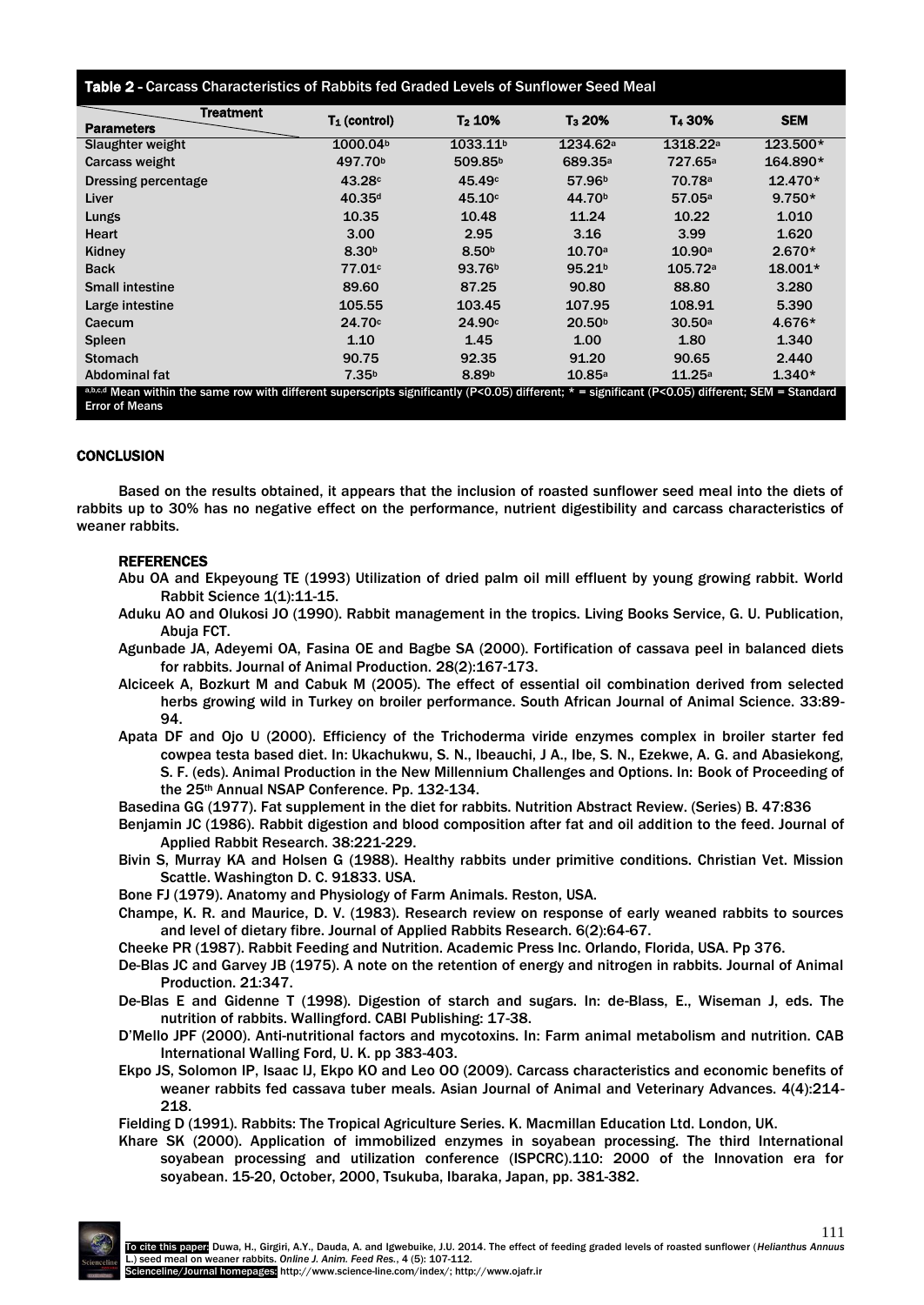**Table 2 - Carcass Characteristics of Rabbits fed Graded Levels of Sunflower Seed Meal**

| Parameters \ Treatment | $T_1$ (control) | $T_2$ 10% | $T_3$ 20% | $T_4$ 30% | SEM |
|---|---|---|---|---|---|
| Slaughter weight | 1000.04[b] | 1033.11[b] | 1234.62[a] | 1318.22[a] | 123.500* |
| Carcass weight | 497.70[b] | 509.85[b] | 689.35[a] | 727.65[a] | 164.890* |
| Dressing percentage | 43.28[c] | 45.49[c] | 57.96[b] | 70.78[a] | 12.470* |
| Liver | 40.35[d] | 45.10[c] | 44.70[b] | 57.05[a] | 9.750* |
| Lungs | 10.35 | 10.48 | 11.24 | 10.22 | 1.010 |
| Heart | 3.00 | 2.95 | 3.16 | 3.99 | 1.620 |
| Kidney | 8.30[b] | 8.50[b] | 10.70[a] | 10.90[a] | 2.670* |
| Back | 77.01[c] | 93.76[b] | 95.21[b] | 105.72[a] | 18.001* |
| Small intestine | 89.60 | 87.25 | 90.80 | 88.80 | 3.280 |
| Large intestine | 105.55 | 103.45 | 107.95 | 108.91 | 5.390 |
| Caecum | 24.70[c] | 24.90[c] | 20.50[b] | 30.50[a] | 4.676* |
| Spleen | 1.10 | 1.45 | 1.00 | 1.80 | 1.340 |
| Stomach | 90.75 | 92.35 | 91.20 | 90.65 | 2.440 |
| Abdominal fat | 7.35[b] | 8.89[b] | 10.85[a] | 11.25[a] | 1.340* |

[a,b,c,d] Mean within the same row with different superscripts significantly (P<0.05) different; * = significant (P<0.05) different; SEM = Standard Error of Means

## CONCLUSION

Based on the results obtained, it appears that the inclusion of roasted sunflower seed meal into the diets of rabbits up to 30% has no negative effect on the performance, nutrient digestibility and carcass characteristics of weaner rabbits.

## REFERENCES

Abu OA and Ekpeyoung TE (1993) Utilization of dried palm oil mill effluent by young growing rabbit. World Rabbit Science 1(1):11-15.

Aduku AO and Olukosi JO (1990). Rabbit management in the tropics. Living Books Service, G. U. Publication, Abuja FCT.

Agunbade JA, Adeyemi OA, Fasina OE and Bagbe SA (2000). Fortification of cassava peel in balanced diets for rabbits. Journal of Animal Production. 28(2):167-173.

Alciceek A, Bozkurt M and Cabuk M (2005). The effect of essential oil combination derived from selected herbs growing wild in Turkey on broiler performance. South African Journal of Animal Science. 33:89-94.

Apata DF and Ojo U (2000). Efficiency of the Trichoderma viride enzymes complex in broiler starter fed cowpea testa based diet. In: Ukachukwu, S. N., Ibeauchi, J A., Ibe, S. N., Ezekwe, A. G. and Abasiekong, S. F. (eds). Animal Production in the New Millennium Challenges and Options. In: Book of Proceeding of the 25th Annual NSAP Conference. Pp. 132-134.

Basedina GG (1977). Fat supplement in the diet for rabbits. Nutrition Abstract Review. (Series) B. 47:836

Benjamin JC (1986). Rabbit digestion and blood composition after fat and oil addition to the feed. Journal of Applied Rabbit Research. 38:221-229.

Bivin S, Murray KA and Holsen G (1988). Healthy rabbits under primitive conditions. Christian Vet. Mission Scattle. Washington D. C. 91833. USA.

Bone FJ (1979). Anatomy and Physiology of Farm Animals. Reston, USA.

Champe, K. R. and Maurice, D. V. (1983). Research review on response of early weaned rabbits to sources and level of dietary fibre. Journal of Applied Rabbits Research. 6(2):64-67.

Cheeke PR (1987). Rabbit Feeding and Nutrition. Academic Press Inc. Orlando, Florida, USA. Pp 376.

De-Blas JC and Garvey JB (1975). A note on the retention of energy and nitrogen in rabbits. Journal of Animal Production. 21:347.

De-Blas E and Gidenne T (1998). Digestion of starch and sugars. In: de-Blass, E., Wiseman J, eds. The nutrition of rabbits. Wallingford. CABI Publishing: 17-38.

D'Mello JPF (2000). Anti-nutritional factors and mycotoxins. In: Farm animal metabolism and nutrition. CAB International Walling Ford, U. K. pp 383-403.

Ekpo JS, Solomon IP, Isaac IJ, Ekpo KO and Leo OO (2009). Carcass characteristics and economic benefits of weaner rabbits fed cassava tuber meals. Asian Journal of Animal and Veterinary Advances. 4(4):214-218.

Fielding D (1991). Rabbits: The Tropical Agriculture Series. K. Macmillan Education Ltd. London, UK.

Khare SK (2000). Application of immobilized enzymes in soyabean processing. The third International soyabean processing and utilization conference (ISPCRC).110: 2000 of the Innovation era for soyabean. 15-20, October, 2000, Tsukuba, Ibaraka, Japan, pp. 381-382.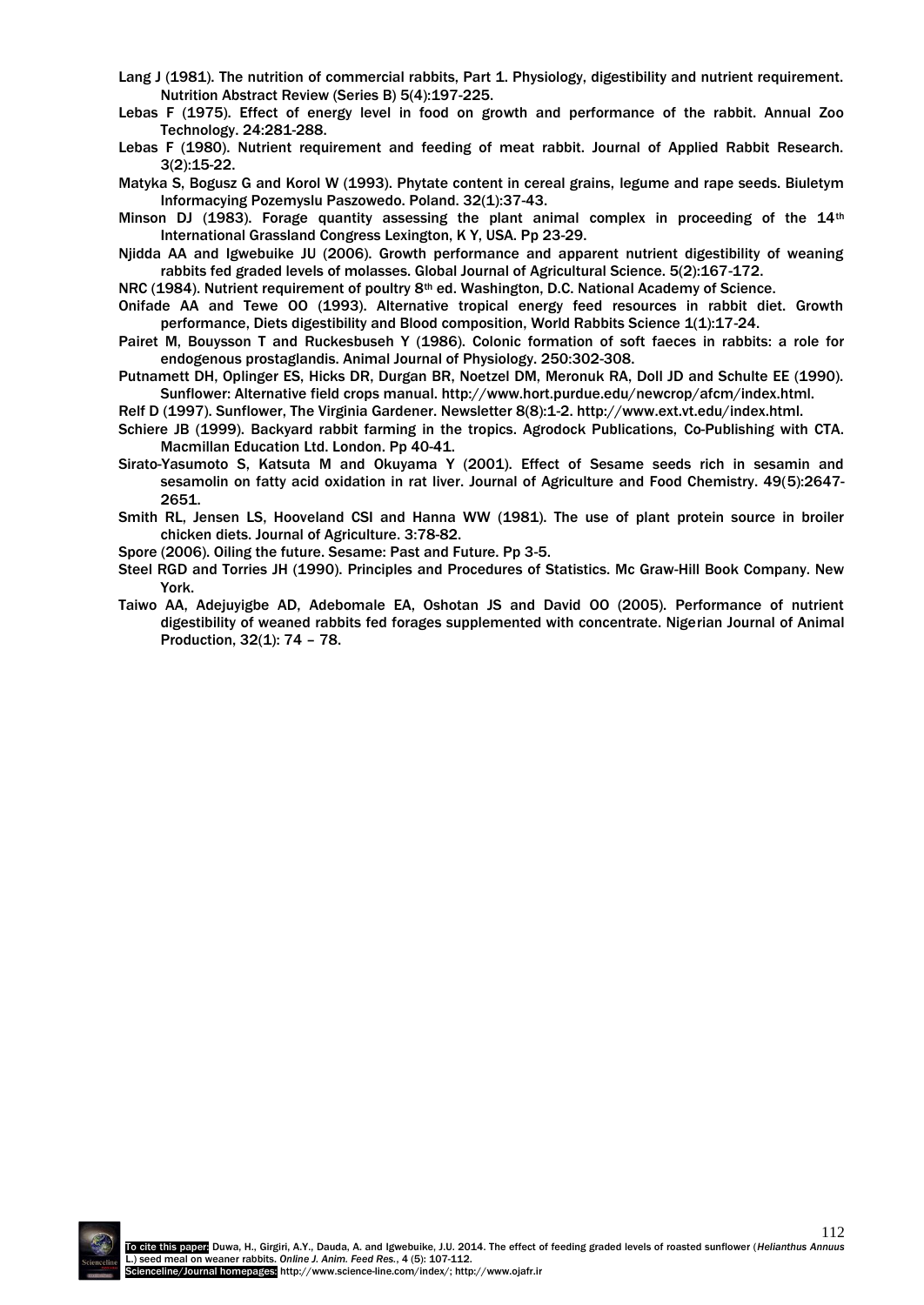Lang J (1981). The nutrition of commercial rabbits, Part 1. Physiology, digestibility and nutrient requirement. Nutrition Abstract Review (Series B) 5(4):197-225.

Lebas F (1975). Effect of energy level in food on growth and performance of the rabbit. Annual Zoo Technology. 24:281-288.

Lebas F (1980). Nutrient requirement and feeding of meat rabbit. Journal of Applied Rabbit Research. 3(2):15-22.

Matyka S, Bogusz G and Korol W (1993). Phytate content in cereal grains, legume and rape seeds. Biuletym Informacying Pozemyslu Paszowedo. Poland. 32(1):37-43.

Minson DJ (1983). Forage quantity assessing the plant animal complex in proceeding of the 14th International Grassland Congress Lexington, K Y, USA. Pp 23-29.

Njidda AA and Igwebuike JU (2006). Growth performance and apparent nutrient digestibility of weaning rabbits fed graded levels of molasses. Global Journal of Agricultural Science. 5(2):167-172.

NRC (1984). Nutrient requirement of poultry 8th ed. Washington, D.C. National Academy of Science.

Onifade AA and Tewe OO (1993). Alternative tropical energy feed resources in rabbit diet. Growth performance, Diets digestibility and Blood composition, World Rabbits Science 1(1):17-24.

Pairet M, Bouysson T and Ruckesbuseh Y (1986). Colonic formation of soft faeces in rabbits: a role for endogenous prostaglandis. Animal Journal of Physiology. 250:302-308.

Putnamett DH, Oplinger ES, Hicks DR, Durgan BR, Noetzel DM, Meronuk RA, Doll JD and Schulte EE (1990). Sunflower: Alternative field crops manual. http://www.hort.purdue.edu/newcrop/afcm/index.html.

Relf D (1997). Sunflower, The Virginia Gardener. Newsletter 8(8):1-2. http://www.ext.vt.edu/index.html.

Schiere JB (1999). Backyard rabbit farming in the tropics. Agrodock Publications, Co-Publishing with CTA. Macmillan Education Ltd. London. Pp 40-41.

Sirato-Yasumoto S, Katsuta M and Okuyama Y (2001). Effect of Sesame seeds rich in sesamin and sesamolin on fatty acid oxidation in rat liver. Journal of Agriculture and Food Chemistry. 49(5):2647-2651.

Smith RL, Jensen LS, Hooveland CSI and Hanna WW (1981). The use of plant protein source in broiler chicken diets. Journal of Agriculture. 3:78-82.

Spore (2006). Oiling the future. Sesame: Past and Future. Pp 3-5.

Steel RGD and Torries JH (1990). Principles and Procedures of Statistics. Mc Graw-Hill Book Company. New York.

Taiwo AA, Adejuyigbe AD, Adebomale EA, Oshotan JS and David OO (2005). Performance of nutrient digestibility of weaned rabbits fed forages supplemented with concentrate. Nigerian Journal of Animal Production, 32(1): 74 – 78.